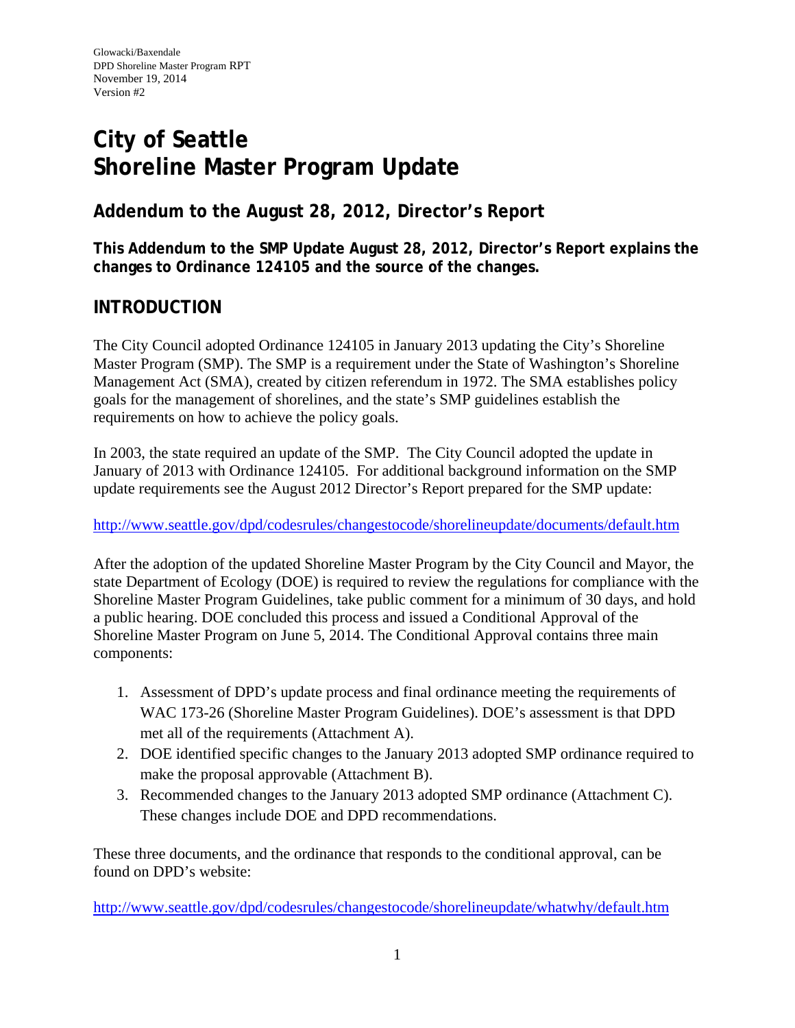Glowacki/Baxendale
DPD Shoreline Master Program RPT
November 19, 2014
Version #2

# City of Seattle
# Shoreline Master Program Update

## Addendum to the August 28, 2012, Director's Report

**This Addendum to the SMP Update August 28, 2012, Director's Report explains the changes to Ordinance 124105 and the source of the changes.**

## INTRODUCTION

The City Council adopted Ordinance 124105 in January 2013 updating the City's Shoreline Master Program (SMP). The SMP is a requirement under the State of Washington's Shoreline Management Act (SMA), created by citizen referendum in 1972. The SMA establishes policy goals for the management of shorelines, and the state's SMP guidelines establish the requirements on how to achieve the policy goals.

In 2003, the state required an update of the SMP. The City Council adopted the update in January of 2013 with Ordinance 124105. For additional background information on the SMP update requirements see the August 2012 Director's Report prepared for the SMP update:

http://www.seattle.gov/dpd/codesrules/changestocode/shorelineupdate/documents/default.htm

After the adoption of the updated Shoreline Master Program by the City Council and Mayor, the state Department of Ecology (DOE) is required to review the regulations for compliance with the Shoreline Master Program Guidelines, take public comment for a minimum of 30 days, and hold a public hearing. DOE concluded this process and issued a Conditional Approval of the Shoreline Master Program on June 5, 2014. The Conditional Approval contains three main components:

1. Assessment of DPD's update process and final ordinance meeting the requirements of WAC 173-26 (Shoreline Master Program Guidelines). DOE's assessment is that DPD met all of the requirements (Attachment A).
2. DOE identified specific changes to the January 2013 adopted SMP ordinance required to make the proposal approvable (Attachment B).
3. Recommended changes to the January 2013 adopted SMP ordinance (Attachment C). These changes include DOE and DPD recommendations.

These three documents, and the ordinance that responds to the conditional approval, can be found on DPD's website:

http://www.seattle.gov/dpd/codesrules/changestocode/shorelineupdate/whatwhy/default.htm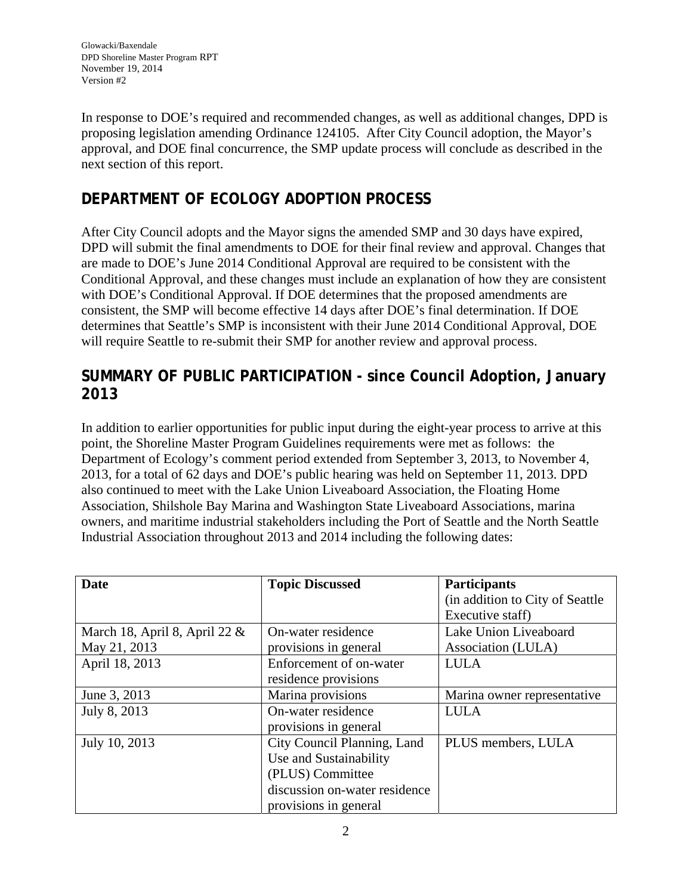In response to DOE's required and recommended changes, as well as additional changes, DPD is proposing legislation amending Ordinance 124105. After City Council adoption, the Mayor's approval, and DOE final concurrence, the SMP update process will conclude as described in the next section of this report.

## DEPARTMENT OF ECOLOGY ADOPTION PROCESS

After City Council adopts and the Mayor signs the amended SMP and 30 days have expired, DPD will submit the final amendments to DOE for their final review and approval. Changes that are made to DOE's June 2014 Conditional Approval are required to be consistent with the Conditional Approval, and these changes must include an explanation of how they are consistent with DOE's Conditional Approval. If DOE determines that the proposed amendments are consistent, the SMP will become effective 14 days after DOE's final determination. If DOE determines that Seattle's SMP is inconsistent with their June 2014 Conditional Approval, DOE will require Seattle to re-submit their SMP for another review and approval process.

## SUMMARY OF PUBLIC PARTICIPATION - since Council Adoption, January 2013

In addition to earlier opportunities for public input during the eight-year process to arrive at this point, the Shoreline Master Program Guidelines requirements were met as follows: the Department of Ecology's comment period extended from September 3, 2013, to November 4, 2013, for a total of 62 days and DOE's public hearing was held on September 11, 2013. DPD also continued to meet with the Lake Union Liveaboard Association, the Floating Home Association, Shilshole Bay Marina and Washington State Liveaboard Associations, marina owners, and maritime industrial stakeholders including the Port of Seattle and the North Seattle Industrial Association throughout 2013 and 2014 including the following dates:

| Date | Topic Discussed | Participants (in addition to City of Seattle Executive staff) |
|---|---|---|
| March 18, April 8, April 22 & May 21, 2013 | On-water residence provisions in general | Lake Union Liveaboard Association (LULA) |
| April 18, 2013 | Enforcement of on-water residence provisions | LULA |
| June 3, 2013 | Marina provisions | Marina owner representative |
| July 8, 2013 | On-water residence provisions in general | LULA |
| July 10, 2013 | City Council Planning, Land Use and Sustainability (PLUS) Committee discussion on-water residence provisions in general | PLUS members, LULA |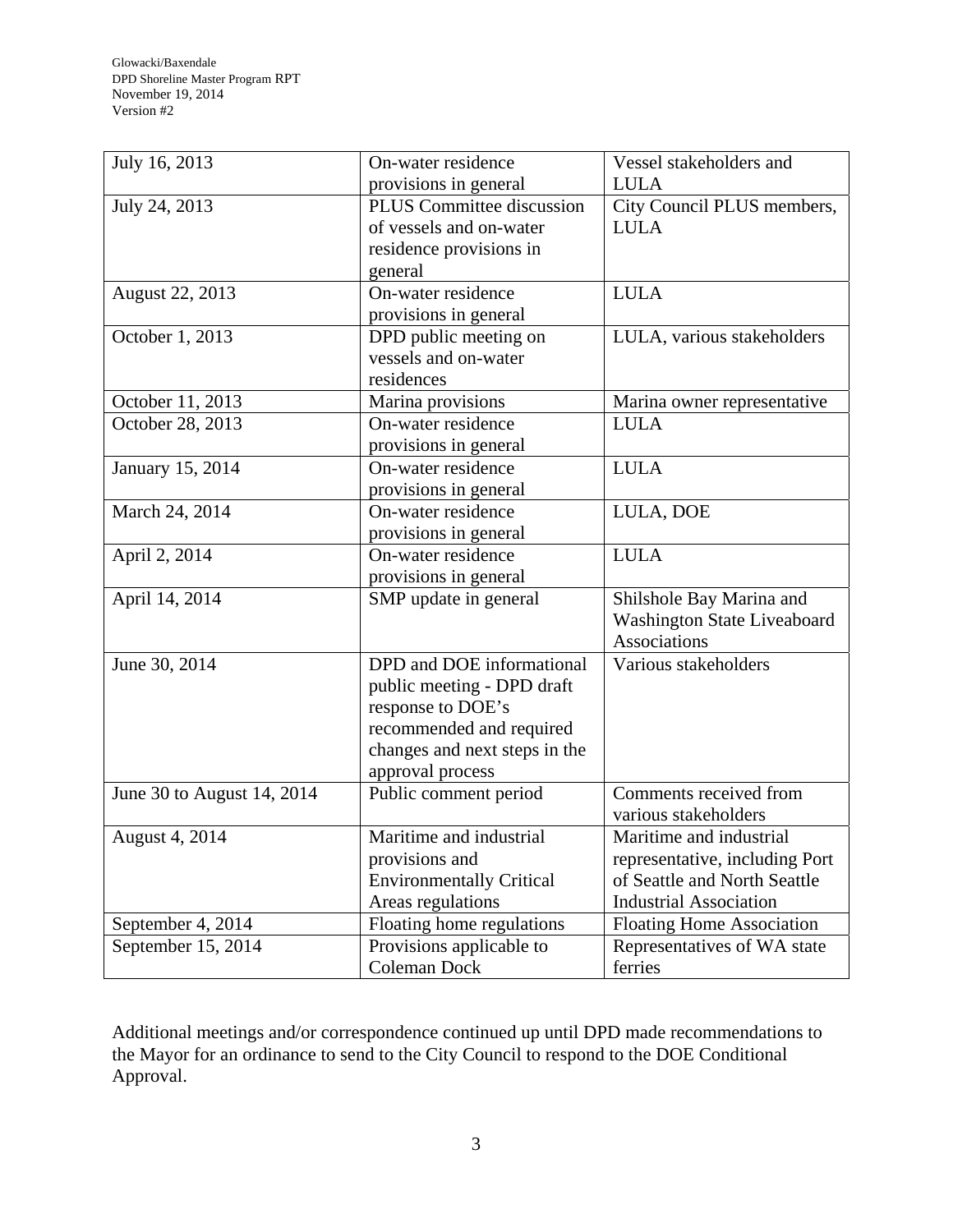| | | |
|---|---|---|
| July 16, 2013 | On-water residence provisions in general | Vessel stakeholders and LULA |
| July 24, 2013 | PLUS Committee discussion of vessels and on-water residence provisions in general | City Council PLUS members, LULA |
| August 22, 2013 | On-water residence provisions in general | LULA |
| October 1, 2013 | DPD public meeting on vessels and on-water residences | LULA, various stakeholders |
| October 11, 2013 | Marina provisions | Marina owner representative |
| October 28, 2013 | On-water residence provisions in general | LULA |
| January 15, 2014 | On-water residence provisions in general | LULA |
| March 24, 2014 | On-water residence provisions in general | LULA, DOE |
| April 2, 2014 | On-water residence provisions in general | LULA |
| April 14, 2014 | SMP update in general | Shilshole Bay Marina and Washington State Liveaboard Associations |
| June 30, 2014 | DPD and DOE informational public meeting - DPD draft response to DOE's recommended and required changes and next steps in the approval process | Various stakeholders |
| June 30 to August 14, 2014 | Public comment period | Comments received from various stakeholders |
| August 4, 2014 | Maritime and industrial provisions and Environmentally Critical Areas regulations | Maritime and industrial representative, including Port of Seattle and North Seattle Industrial Association |
| September 4, 2014 | Floating home regulations | Floating Home Association |
| September 15, 2014 | Provisions applicable to Coleman Dock | Representatives of WA state ferries |

Additional meetings and/or correspondence continued up until DPD made recommendations to the Mayor for an ordinance to send to the City Council to respond to the DOE Conditional Approval.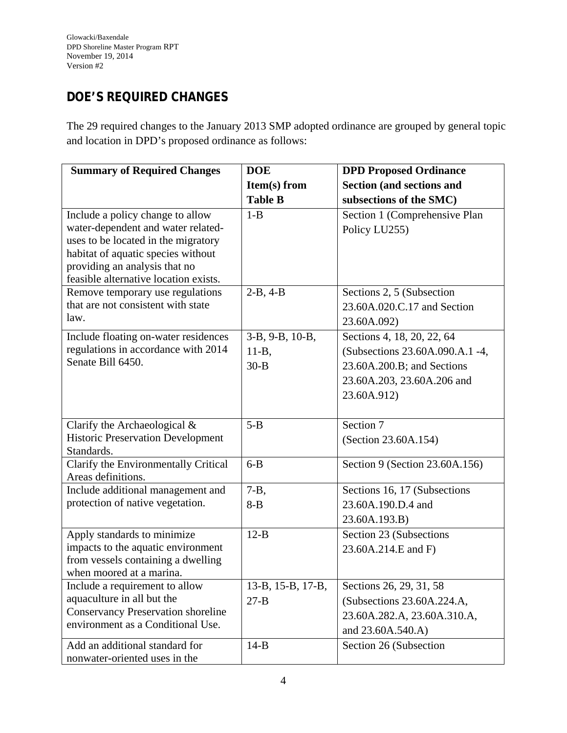## DOE'S REQUIRED CHANGES

The 29 required changes to the January 2013 SMP adopted ordinance are grouped by general topic and location in DPD's proposed ordinance as follows:

| Summary of Required Changes | DOE Item(s) from Table B | DPD Proposed Ordinance Section (and sections and subsections of the SMC) |
|---|---|---|
| Include a policy change to allow water-dependent and water related-uses to be located in the migratory habitat of aquatic species without providing an analysis that no feasible alternative location exists. | 1-B | Section 1 (Comprehensive Plan Policy LU255) |
| Remove temporary use regulations that are not consistent with state law. | 2-B, 4-B | Sections 2, 5 (Subsection 23.60A.020.C.17 and Section 23.60A.092) |
| Include floating on-water residences regulations in accordance with 2014 Senate Bill 6450. | 3-B, 9-B, 10-B, 11-B, 30-B | Sections 4, 18, 20, 22, 64 (Subsections 23.60A.090.A.1 -4, 23.60A.200.B; and Sections 23.60A.203, 23.60A.206 and 23.60A.912) |
| Clarify the Archaeological & Historic Preservation Development Standards. | 5-B | Section 7 (Section 23.60A.154) |
| Clarify the Environmentally Critical Areas definitions. | 6-B | Section 9 (Section 23.60A.156) |
| Include additional management and protection of native vegetation. | 7-B, 8-B | Sections 16, 17 (Subsections 23.60A.190.D.4 and 23.60A.193.B) |
| Apply standards to minimize impacts to the aquatic environment from vessels containing a dwelling when moored at a marina. | 12-B | Section 23 (Subsections 23.60A.214.E and F) |
| Include a requirement to allow aquaculture in all but the Conservancy Preservation shoreline environment as a Conditional Use. | 13-B, 15-B, 17-B, 27-B | Sections 26, 29, 31, 58 (Subsections 23.60A.224.A, 23.60A.282.A, 23.60A.310.A, and 23.60A.540.A) |
| Add an additional standard for nonwater-oriented uses in the | 14-B | Section 26 (Subsection |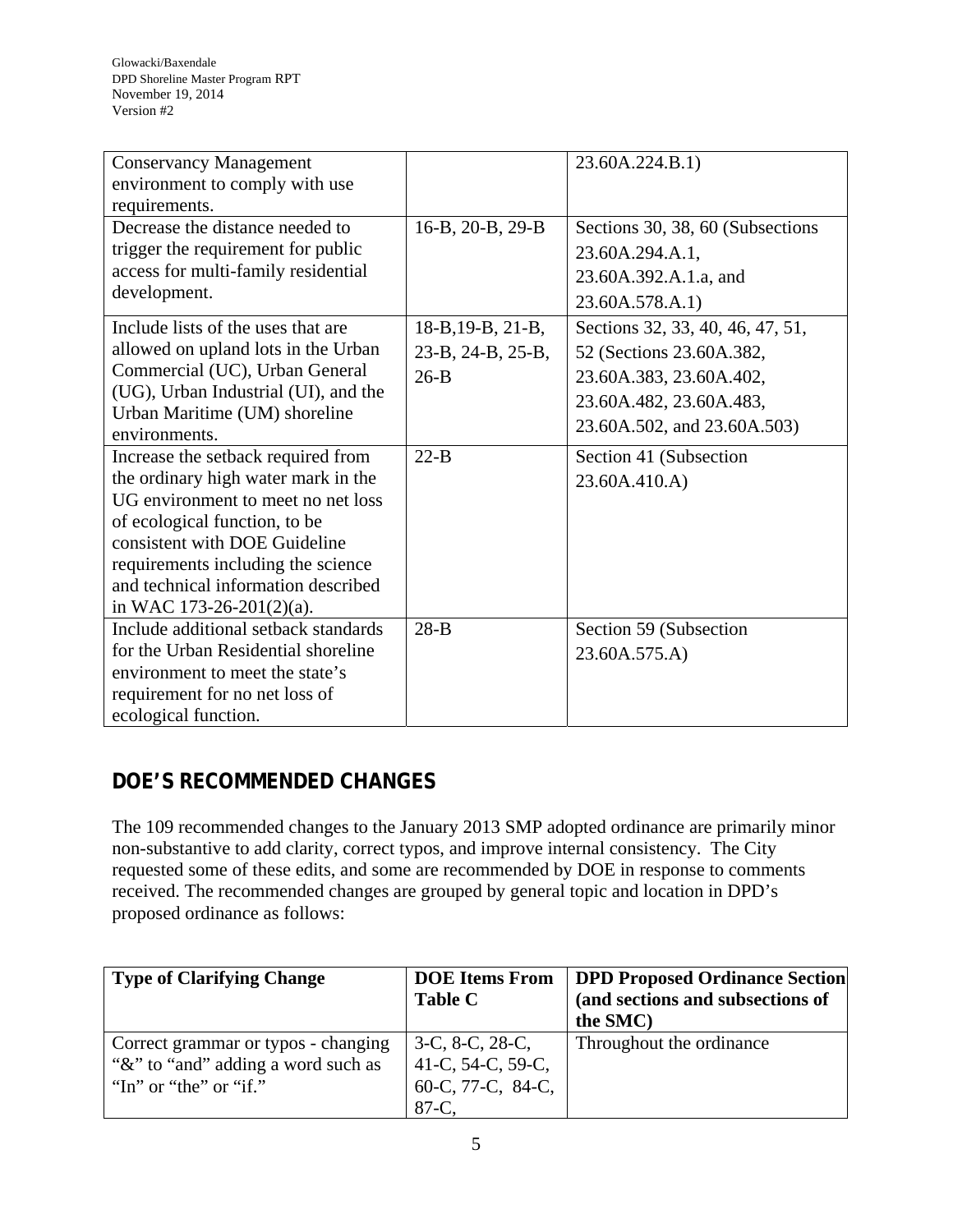| | | |
|---|---|---|
| Conservancy Management environment to comply with use requirements. | | 23.60A.224.B.1) |
| Decrease the distance needed to trigger the requirement for public access for multi-family residential development. | 16-B, 20-B, 29-B | Sections 30, 38, 60 (Subsections 23.60A.294.A.1, 23.60A.392.A.1.a, and 23.60A.578.A.1) |
| Include lists of the uses that are allowed on upland lots in the Urban Commercial (UC), Urban General (UG), Urban Industrial (UI), and the Urban Maritime (UM) shoreline environments. | 18-B,19-B, 21-B, 23-B, 24-B, 25-B, 26-B | Sections 32, 33, 40, 46, 47, 51, 52 (Sections 23.60A.382, 23.60A.383, 23.60A.402, 23.60A.482, 23.60A.483, 23.60A.502, and 23.60A.503) |
| Increase the setback required from the ordinary high water mark in the UG environment to meet no net loss of ecological function, to be consistent with DOE Guideline requirements including the science and technical information described in WAC 173-26-201(2)(a). | 22-B | Section 41 (Subsection 23.60A.410.A) |
| Include additional setback standards for the Urban Residential shoreline environment to meet the state's requirement for no net loss of ecological function. | 28-B | Section 59 (Subsection 23.60A.575.A) |

## DOE'S RECOMMENDED CHANGES

The 109 recommended changes to the January 2013 SMP adopted ordinance are primarily minor non-substantive to add clarity, correct typos, and improve internal consistency. The City requested some of these edits, and some are recommended by DOE in response to comments received. The recommended changes are grouped by general topic and location in DPD's proposed ordinance as follows:

| Type of Clarifying Change | DOE Items From Table C | DPD Proposed Ordinance Section (and sections and subsections of the SMC) |
|---|---|---|
| Correct grammar or typos - changing "&" to "and" adding a word such as "In" or "the" or "if." | 3-C, 8-C, 28-C, 41-C, 54-C, 59-C, 60-C, 77-C, 84-C, 87-C, | Throughout the ordinance |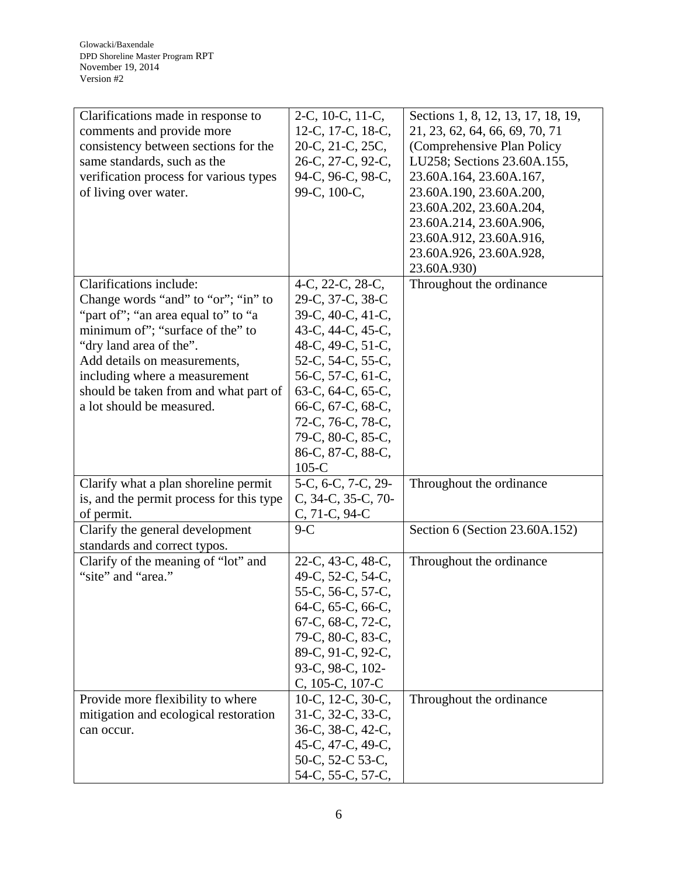| | | |
|---|---|---|
| Clarifications made in response to comments and provide more consistency between sections for the same standards, such as the verification process for various types of living over water. | 2-C, 10-C, 11-C, 12-C, 17-C, 18-C, 20-C, 21-C, 25C, 26-C, 27-C, 92-C, 94-C, 96-C, 98-C, 99-C, 100-C, | Sections 1, 8, 12, 13, 17, 18, 19, 21, 23, 62, 64, 66, 69, 70, 71 (Comprehensive Plan Policy LU258; Sections 23.60A.155, 23.60A.164, 23.60A.167, 23.60A.190, 23.60A.200, 23.60A.202, 23.60A.204, 23.60A.214, 23.60A.906, 23.60A.912, 23.60A.916, 23.60A.926, 23.60A.928, 23.60A.930) |
| Clarifications include:<br>Change words "and" to "or"; "in" to "part of"; "an area equal to" to "a minimum of"; "surface of the" to "dry land area of the".<br>Add details on measurements, including where a measurement should be taken from and what part of a lot should be measured. | 4-C, 22-C, 28-C, 29-C, 37-C, 38-C 39-C, 40-C, 41-C, 43-C, 44-C, 45-C, 48-C, 49-C, 51-C, 52-C, 54-C, 55-C, 56-C, 57-C, 61-C, 63-C, 64-C, 65-C, 66-C, 67-C, 68-C, 72-C, 76-C, 78-C, 79-C, 80-C, 85-C, 86-C, 87-C, 88-C, 105-C | Throughout the ordinance |
| Clarify what a plan shoreline permit is, and the permit process for this type of permit. | 5-C, 6-C, 7-C, 29-C, 34-C, 35-C, 70-C, 71-C, 94-C | Throughout the ordinance |
| Clarify the general development standards and correct typos. | 9-C | Section 6 (Section 23.60A.152) |
| Clarify of the meaning of "lot" and "site" and "area." | 22-C, 43-C, 48-C, 49-C, 52-C, 54-C, 55-C, 56-C, 57-C, 64-C, 65-C, 66-C, 67-C, 68-C, 72-C, 79-C, 80-C, 83-C, 89-C, 91-C, 92-C, 93-C, 98-C, 102-C, 105-C, 107-C | Throughout the ordinance |
| Provide more flexibility to where mitigation and ecological restoration can occur. | 10-C, 12-C, 30-C, 31-C, 32-C, 33-C, 36-C, 38-C, 42-C, 45-C, 47-C, 49-C, 50-C, 52-C 53-C, 54-C, 55-C, 57-C, | Throughout the ordinance |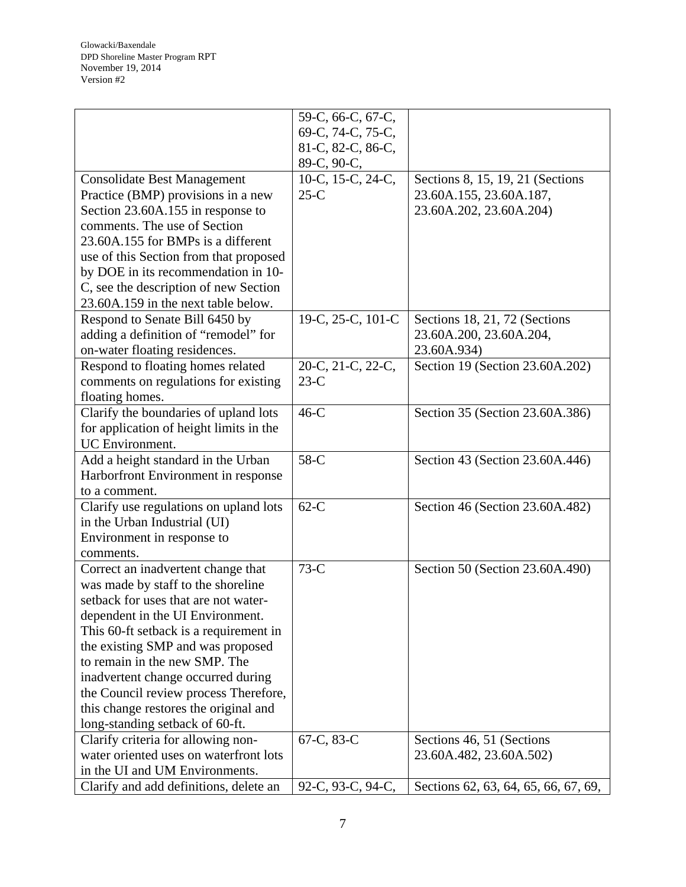| | | |
|---|---|---|
| | 59-C, 66-C, 67-C, 69-C, 74-C, 75-C, 81-C, 82-C, 86-C, 89-C, 90-C, | |
| Consolidate Best Management Practice (BMP) provisions in a new Section 23.60A.155 in response to comments. The use of Section 23.60A.155 for BMPs is a different use of this Section from that proposed by DOE in its recommendation in 10-C, see the description of new Section 23.60A.159 in the next table below. | 10-C, 15-C, 24-C, 25-C | Sections 8, 15, 19, 21 (Sections 23.60A.155, 23.60A.187, 23.60A.202, 23.60A.204) |
| Respond to Senate Bill 6450 by adding a definition of "remodel" for on-water floating residences. | 19-C, 25-C, 101-C | Sections 18, 21, 72 (Sections 23.60A.200, 23.60A.204, 23.60A.934) |
| Respond to floating homes related comments on regulations for existing floating homes. | 20-C, 21-C, 22-C, 23-C | Section 19 (Section 23.60A.202) |
| Clarify the boundaries of upland lots for application of height limits in the UC Environment. | 46-C | Section 35 (Section 23.60A.386) |
| Add a height standard in the Urban Harborfront Environment in response to a comment. | 58-C | Section 43 (Section 23.60A.446) |
| Clarify use regulations on upland lots in the Urban Industrial (UI) Environment in response to comments. | 62-C | Section 46 (Section 23.60A.482) |
| Correct an inadvertent change that was made by staff to the shoreline setback for uses that are not water-dependent in the UI Environment. This 60-ft setback is a requirement in the existing SMP and was proposed to remain in the new SMP. The inadvertent change occurred during the Council review process Therefore, this change restores the original and long-standing setback of 60-ft. | 73-C | Section 50 (Section 23.60A.490) |
| Clarify criteria for allowing non-water oriented uses on waterfront lots in the UI and UM Environments. | 67-C, 83-C | Sections 46, 51 (Sections 23.60A.482, 23.60A.502) |
| Clarify and add definitions, delete an | 92-C, 93-C, 94-C, | Sections 62, 63, 64, 65, 66, 67, 69, |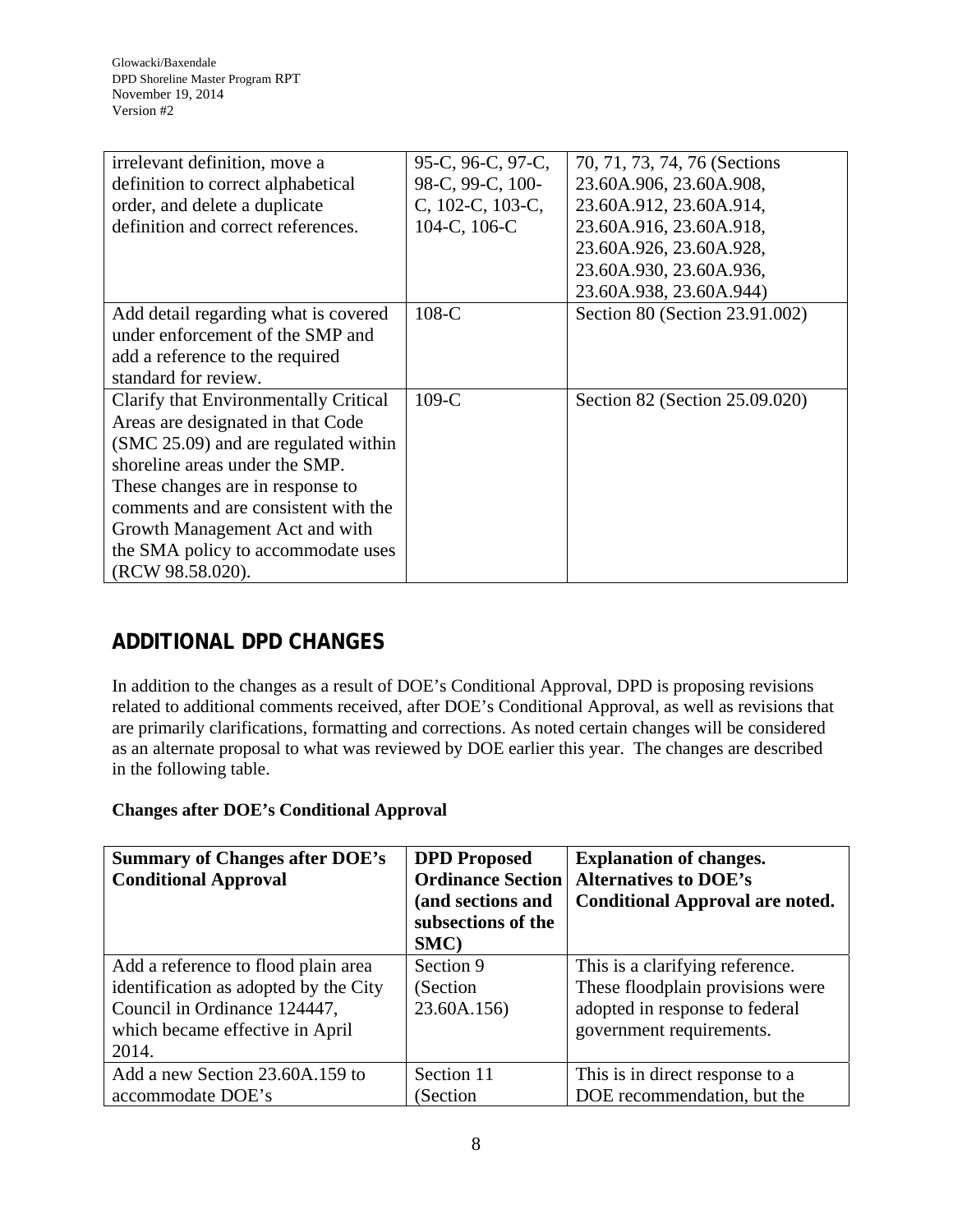| | | |
|---|---|---|
| irrelevant definition, move a definition to correct alphabetical order, and delete a duplicate definition and correct references. | 95-C, 96-C, 97-C, 98-C, 99-C, 100-C, 102-C, 103-C, 104-C, 106-C | 70, 71, 73, 74, 76 (Sections 23.60A.906, 23.60A.908, 23.60A.912, 23.60A.914, 23.60A.916, 23.60A.918, 23.60A.926, 23.60A.928, 23.60A.930, 23.60A.936, 23.60A.938, 23.60A.944) |
| Add detail regarding what is covered under enforcement of the SMP and add a reference to the required standard for review. | 108-C | Section 80 (Section 23.91.002) |
| Clarify that Environmentally Critical Areas are designated in that Code (SMC 25.09) and are regulated within shoreline areas under the SMP. These changes are in response to comments and are consistent with the Growth Management Act and with the SMA policy to accommodate uses (RCW 98.58.020). | 109-C | Section 82 (Section 25.09.020) |

## ADDITIONAL DPD CHANGES

In addition to the changes as a result of DOE's Conditional Approval, DPD is proposing revisions related to additional comments received, after DOE's Conditional Approval, as well as revisions that are primarily clarifications, formatting and corrections. As noted certain changes will be considered as an alternate proposal to what was reviewed by DOE earlier this year. The changes are described in the following table.

**Changes after DOE's Conditional Approval**

| Summary of Changes after DOE's Conditional Approval | DPD Proposed Ordinance Section (and sections and subsections of the SMC) | Explanation of changes. Alternatives to DOE's Conditional Approval are noted. |
|---|---|---|
| Add a reference to flood plain area identification as adopted by the City Council in Ordinance 124447, which became effective in April 2014. | Section 9 (Section 23.60A.156) | This is a clarifying reference. These floodplain provisions were adopted in response to federal government requirements. |
| Add a new Section 23.60A.159 to accommodate DOE's | Section 11 (Section | This is in direct response to a DOE recommendation, but the |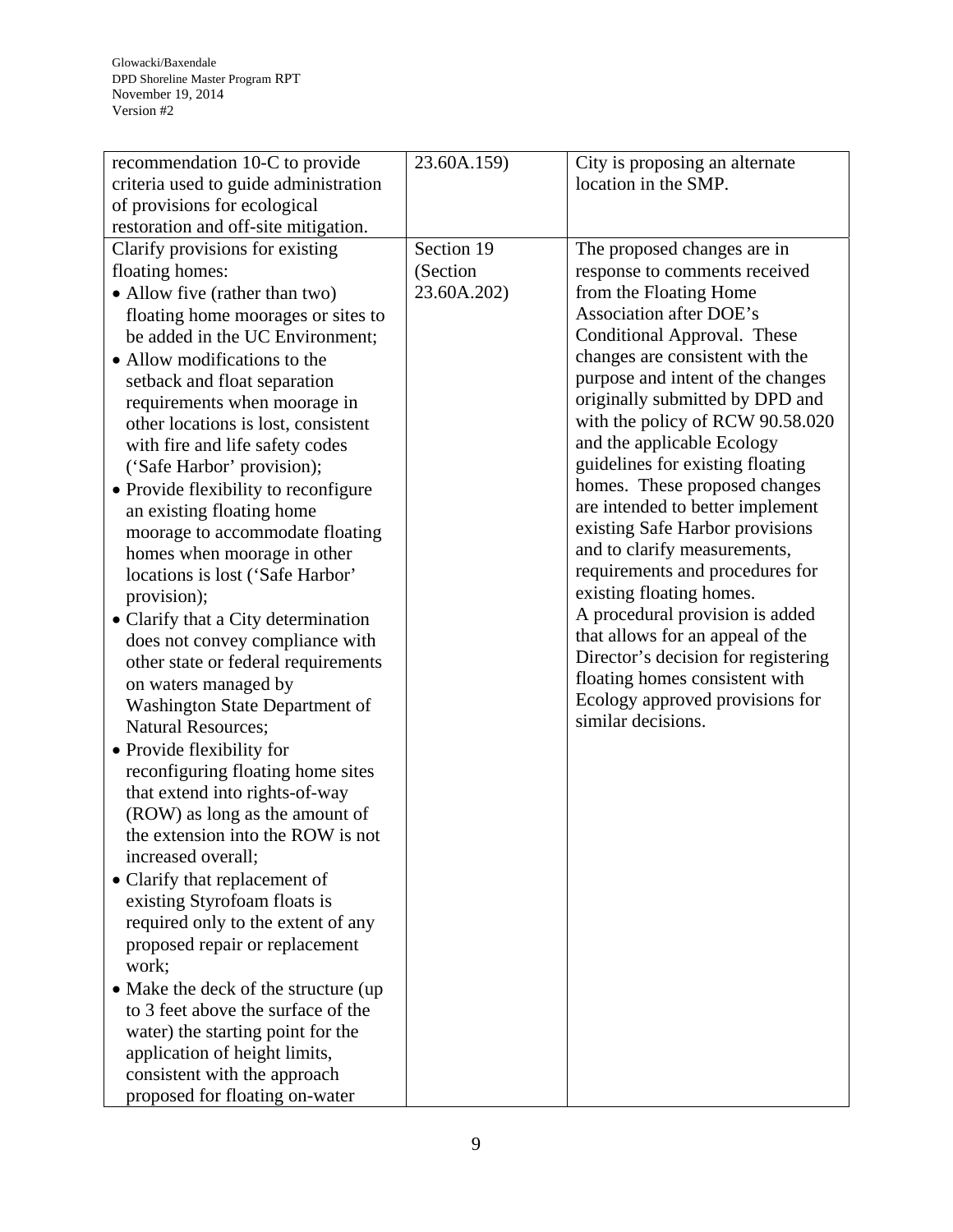| | | |
|---|---|---|
| recommendation 10-C to provide criteria used to guide administration of provisions for ecological restoration and off-site mitigation. | 23.60A.159) | City is proposing an alternate location in the SMP. |
| Clarify provisions for existing floating homes:<br>• Allow five (rather than two) floating home moorages or sites to be added in the UC Environment;<br>• Allow modifications to the setback and float separation requirements when moorage in other locations is lost, consistent with fire and life safety codes ('Safe Harbor' provision);<br>• Provide flexibility to reconfigure an existing floating home moorage to accommodate floating homes when moorage in other locations is lost ('Safe Harbor' provision);<br>• Clarify that a City determination does not convey compliance with other state or federal requirements on waters managed by Washington State Department of Natural Resources;<br>• Provide flexibility for reconfiguring floating home sites that extend into rights-of-way (ROW) as long as the amount of the extension into the ROW is not increased overall;<br>• Clarify that replacement of existing Styrofoam floats is required only to the extent of any proposed repair or replacement work;<br>• Make the deck of the structure (up to 3 feet above the surface of the water) the starting point for the application of height limits, consistent with the approach proposed for floating on-water | Section 19 (Section 23.60A.202) | The proposed changes are in response to comments received from the Floating Home Association after DOE's Conditional Approval. These changes are consistent with the purpose and intent of the changes originally submitted by DPD and with the policy of RCW 90.58.020 and the applicable Ecology guidelines for existing floating homes. These proposed changes are intended to better implement existing Safe Harbor provisions and to clarify measurements, requirements and procedures for existing floating homes.<br>A procedural provision is added that allows for an appeal of the Director's decision for registering floating homes consistent with Ecology approved provisions for similar decisions. |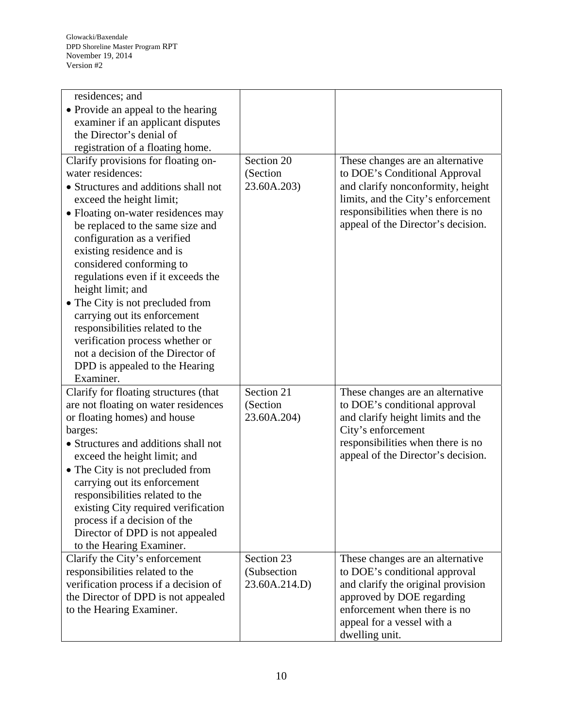| | | |
|---|---|---|
| residences; and<br>• Provide an appeal to the hearing examiner if an applicant disputes the Director's denial of registration of a floating home. | | |
| Clarify provisions for floating on-water residences:<br>• Structures and additions shall not exceed the height limit;<br>• Floating on-water residences may be replaced to the same size and configuration as a verified existing residence and is considered conforming to regulations even if it exceeds the height limit; and<br>• The City is not precluded from carrying out its enforcement responsibilities related to the verification process whether or not a decision of the Director of DPD is appealed to the Hearing Examiner. | Section 20 (Section 23.60A.203) | These changes are an alternative to DOE's Conditional Approval and clarify nonconformity, height limits, and the City's enforcement responsibilities when there is no appeal of the Director's decision. |
| Clarify for floating structures (that are not floating on water residences or floating homes) and house barges:<br>• Structures and additions shall not exceed the height limit; and<br>• The City is not precluded from carrying out its enforcement responsibilities related to the existing City required verification process if a decision of the Director of DPD is not appealed to the Hearing Examiner. | Section 21 (Section 23.60A.204) | These changes are an alternative to DOE's conditional approval and clarify height limits and the City's enforcement responsibilities when there is no appeal of the Director's decision. |
| Clarify the City's enforcement responsibilities related to the verification process if a decision of the Director of DPD is not appealed to the Hearing Examiner. | Section 23 (Subsection 23.60A.214.D) | These changes are an alternative to DOE's conditional approval and clarify the original provision approved by DOE regarding enforcement when there is no appeal for a vessel with a dwelling unit. |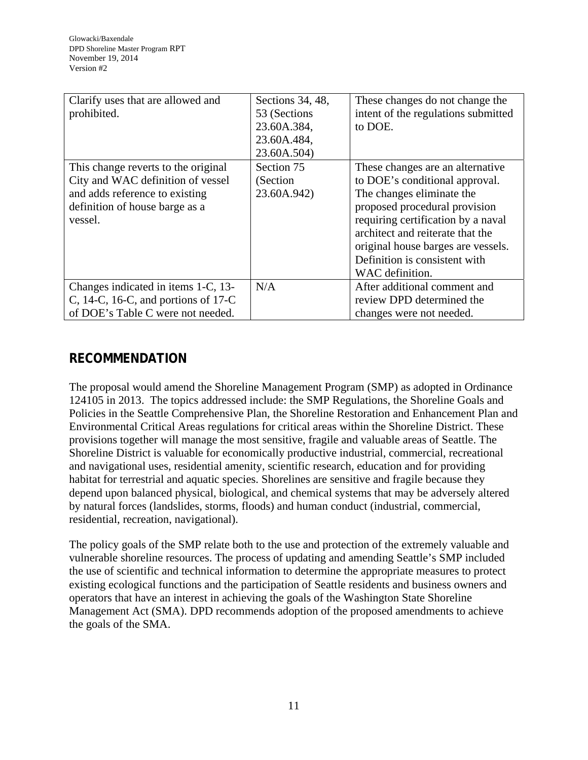| | | |
|---|---|---|
| Clarify uses that are allowed and prohibited. | Sections 34, 48, 53 (Sections 23.60A.384, 23.60A.484, 23.60A.504) | These changes do not change the intent of the regulations submitted to DOE. |
| This change reverts to the original City and WAC definition of vessel and adds reference to existing definition of house barge as a vessel. | Section 75 (Section 23.60A.942) | These changes are an alternative to DOE's conditional approval. The changes eliminate the proposed procedural provision requiring certification by a naval architect and reiterate that the original house barges are vessels. Definition is consistent with WAC definition. |
| Changes indicated in items 1-C, 13-C, 14-C, 16-C, and portions of 17-C of DOE's Table C were not needed. | N/A | After additional comment and review DPD determined the changes were not needed. |

## RECOMMENDATION

The proposal would amend the Shoreline Management Program (SMP) as adopted in Ordinance 124105 in 2013. The topics addressed include: the SMP Regulations, the Shoreline Goals and Policies in the Seattle Comprehensive Plan, the Shoreline Restoration and Enhancement Plan and Environmental Critical Areas regulations for critical areas within the Shoreline District. These provisions together will manage the most sensitive, fragile and valuable areas of Seattle. The Shoreline District is valuable for economically productive industrial, commercial, recreational and navigational uses, residential amenity, scientific research, education and for providing habitat for terrestrial and aquatic species. Shorelines are sensitive and fragile because they depend upon balanced physical, biological, and chemical systems that may be adversely altered by natural forces (landslides, storms, floods) and human conduct (industrial, commercial, residential, recreation, navigational).

The policy goals of the SMP relate both to the use and protection of the extremely valuable and vulnerable shoreline resources. The process of updating and amending Seattle's SMP included the use of scientific and technical information to determine the appropriate measures to protect existing ecological functions and the participation of Seattle residents and business owners and operators that have an interest in achieving the goals of the Washington State Shoreline Management Act (SMA). DPD recommends adoption of the proposed amendments to achieve the goals of the SMA.